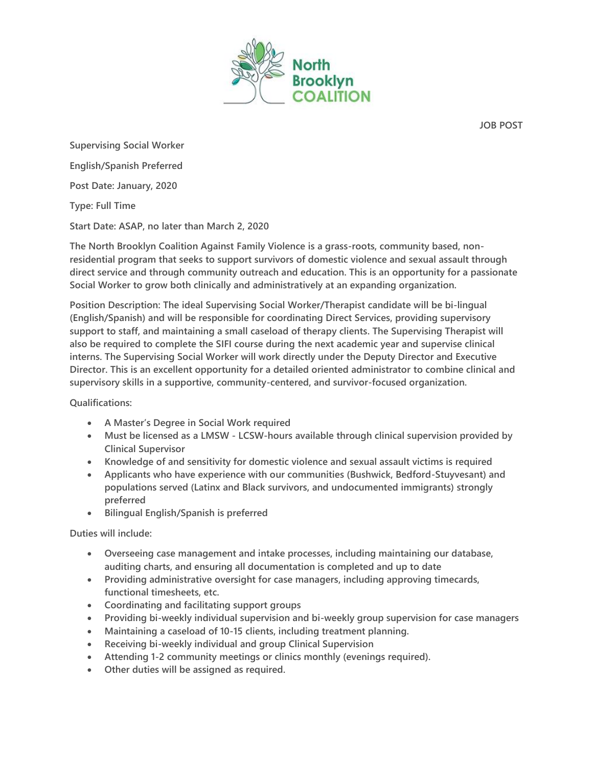North Brooklyn COALITION

JOB POST

**Supervising Social Worker**

**English/Spanish Preferred**

**Post Date: January, 2020**

**Type: Full Time**

**Start Date: ASAP, no later than March 2, 2020**

The North Brooklyn Coalition Against Family Violence is a grass-roots, community based, non-residential program that seeks to support survivors of domestic violence and sexual assault through direct service and through community outreach and education. This is an opportunity for a passionate Social Worker to grow both clinically and administratively at an expanding organization.

Position Description: The ideal Supervising Social Worker/Therapist candidate will be bi-lingual (English/Spanish) and will be responsible for coordinating Direct Services, providing supervisory support to staff, and maintaining a small caseload of therapy clients. The Supervising Therapist will also be required to complete the SIFI course during the next academic year and supervise clinical interns. The Supervising Social Worker will work directly under the Deputy Director and Executive Director. This is an excellent opportunity for a detailed oriented administrator to combine clinical and supervisory skills in a supportive, community-centered, and survivor-focused organization.

Qualifications:

- A Master's Degree in Social Work required
- Must be licensed as a LMSW - LCSW-hours available through clinical supervision provided by Clinical Supervisor
- Knowledge of and sensitivity for domestic violence and sexual assault victims is required
- Applicants who have experience with our communities (Bushwick, Bedford-Stuyvesant) and populations served (Latinx and Black survivors, and undocumented immigrants) strongly preferred
- Bilingual English/Spanish is preferred

Duties will include:

- Overseeing case management and intake processes, including maintaining our database, auditing charts, and ensuring all documentation is completed and up to date
- Providing administrative oversight for case managers, including approving timecards, functional timesheets, etc.
- Coordinating and facilitating support groups
- Providing bi-weekly individual supervision and bi-weekly group supervision for case managers
- Maintaining a caseload of 10-15 clients, including treatment planning.
- Receiving bi-weekly individual and group Clinical Supervision
- Attending 1-2 community meetings or clinics monthly (evenings required).
- Other duties will be assigned as required.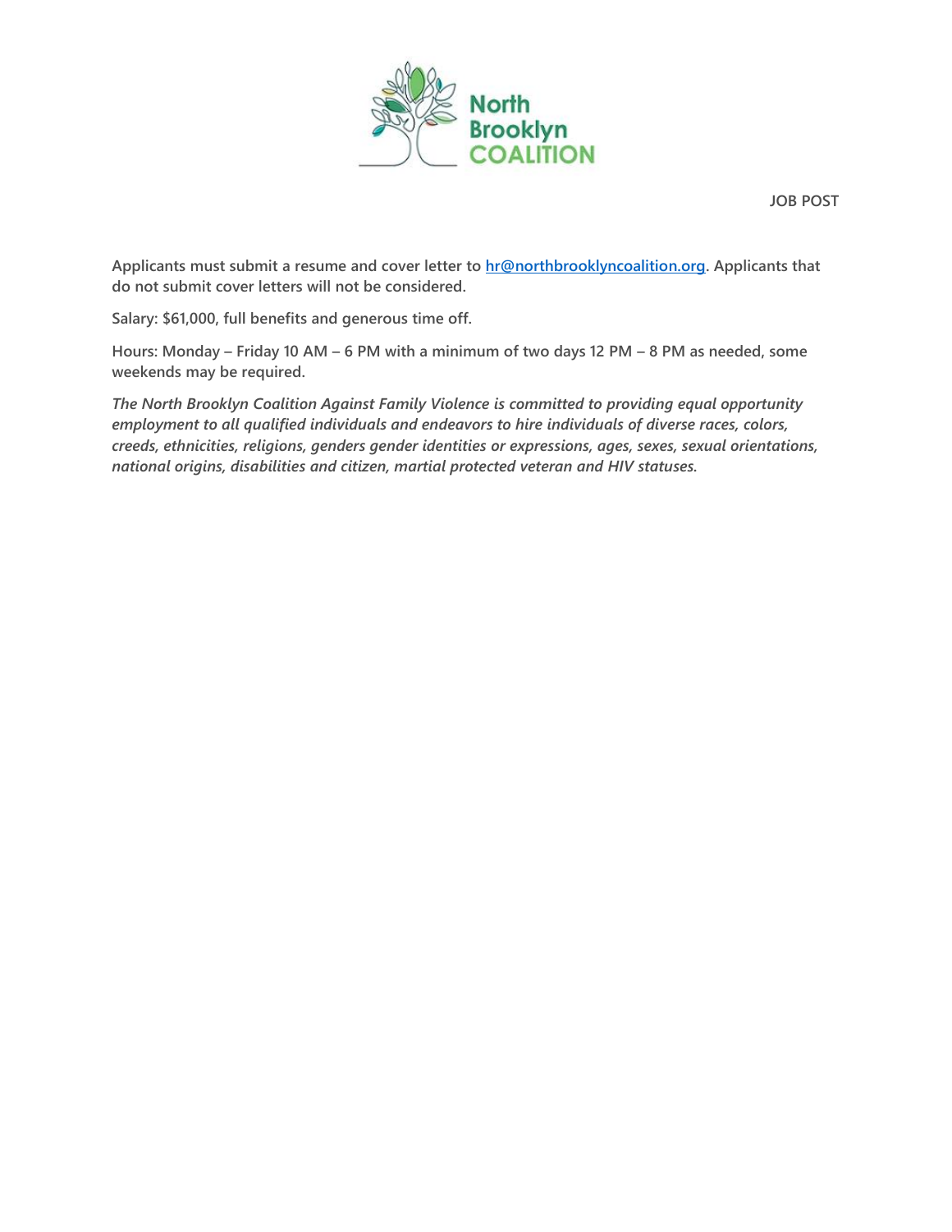**JOB POST**

**Applicants must submit a resume and cover letter to [hr@northbrooklyncoalition.org](mailto:hr@northbrooklyncoalition.org). Applicants that do not submit cover letters will not be considered.**

**Salary: $61,000, full benefits and generous time off.**

**Hours: Monday – Friday 10 AM – 6 PM with a minimum of two days 12 PM – 8 PM as needed, some weekends may be required.**

***The North Brooklyn Coalition Against Family Violence is committed to providing equal opportunity employment to all qualified individuals and endeavors to hire individuals of diverse races, colors, creeds, ethnicities, religions, genders gender identities or expressions, ages, sexes, sexual orientations, national origins, disabilities and citizen, martial protected veteran and HIV statuses.***